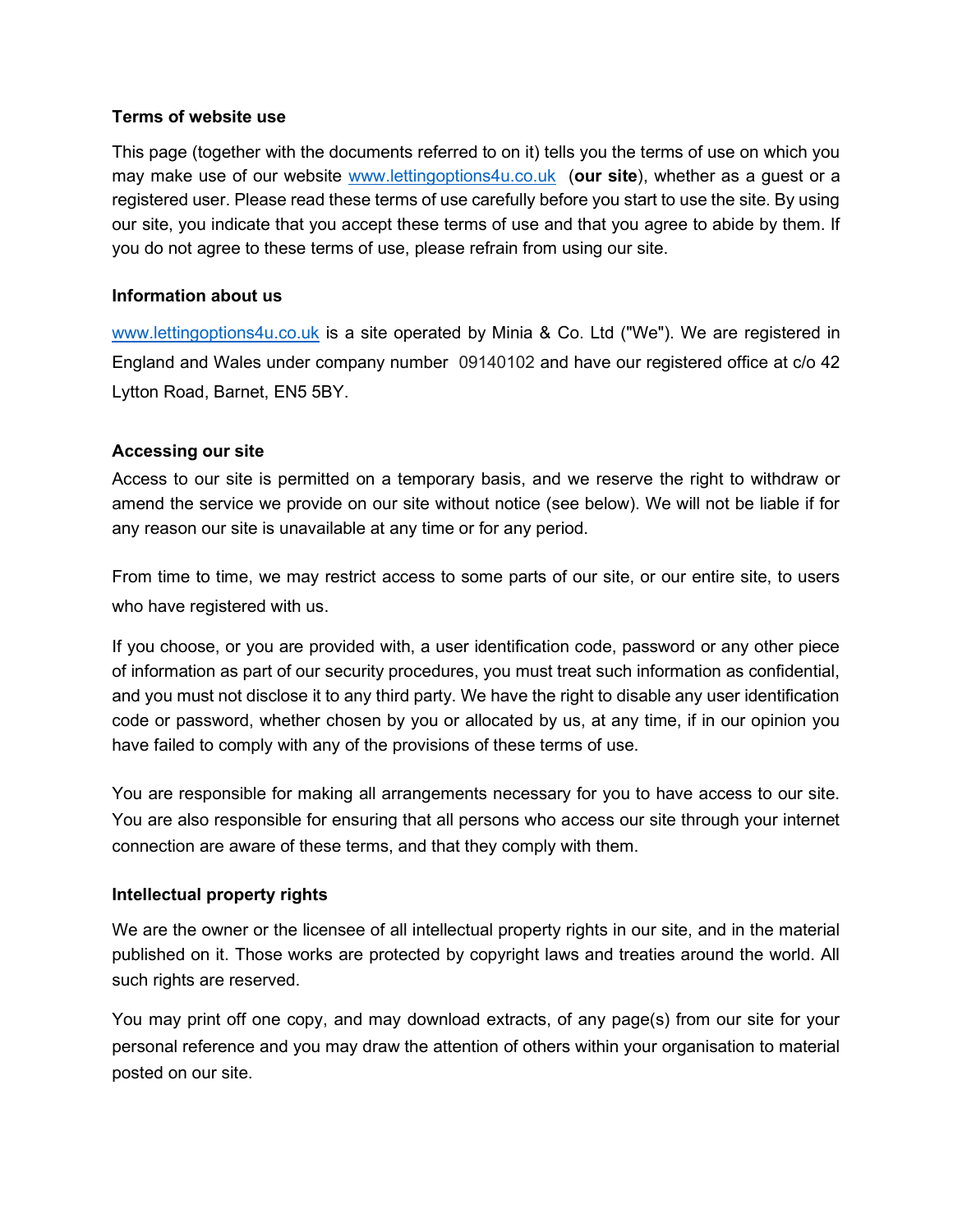**Terms of website use**

This page (together with the documents referred to on it) tells you the terms of use on which you may make use of our website www.lettingoptions4u.co.uk (**our site**), whether as a guest or a registered user. Please read these terms of use carefully before you start to use the site. By using our site, you indicate that you accept these terms of use and that you agree to abide by them. If you do not agree to these terms of use, please refrain from using our site.

**Information about us**

www.lettingoptions4u.co.uk is a site operated by Minia & Co. Ltd ("We"). We are registered in England and Wales under company number 09140102 and have our registered office at c/o 42 Lytton Road, Barnet, EN5 5BY.

**Accessing our site**

Access to our site is permitted on a temporary basis, and we reserve the right to withdraw or amend the service we provide on our site without notice (see below). We will not be liable if for any reason our site is unavailable at any time or for any period.

From time to time, we may restrict access to some parts of our site, or our entire site, to users who have registered with us.

If you choose, or you are provided with, a user identification code, password or any other piece of information as part of our security procedures, you must treat such information as confidential, and you must not disclose it to any third party. We have the right to disable any user identification code or password, whether chosen by you or allocated by us, at any time, if in our opinion you have failed to comply with any of the provisions of these terms of use.

You are responsible for making all arrangements necessary for you to have access to our site. You are also responsible for ensuring that all persons who access our site through your internet connection are aware of these terms, and that they comply with them.

**Intellectual property rights**

We are the owner or the licensee of all intellectual property rights in our site, and in the material published on it. Those works are protected by copyright laws and treaties around the world. All such rights are reserved.

You may print off one copy, and may download extracts, of any page(s) from our site for your personal reference and you may draw the attention of others within your organisation to material posted on our site.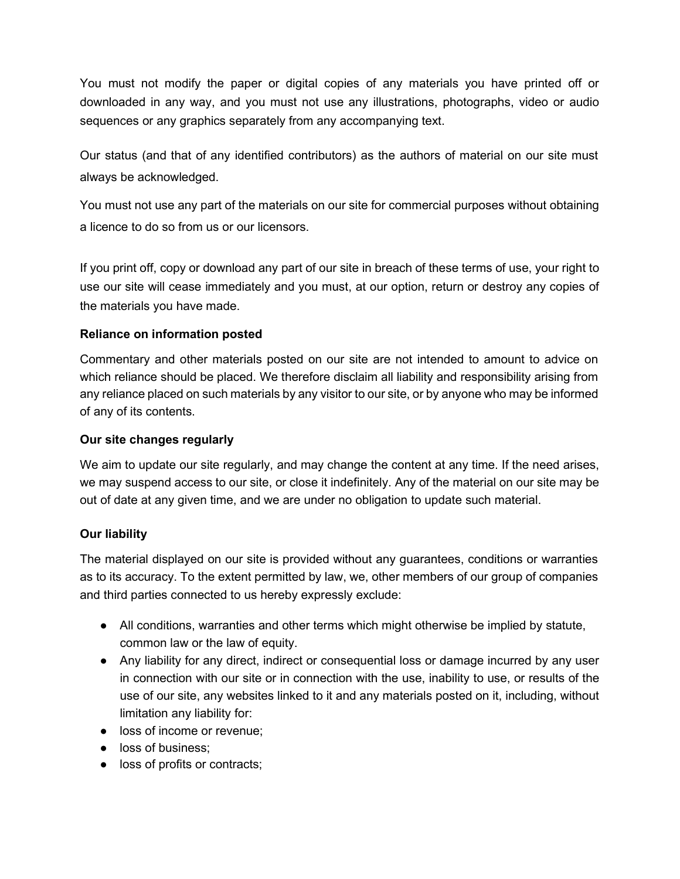You must not modify the paper or digital copies of any materials you have printed off or downloaded in any way, and you must not use any illustrations, photographs, video or audio sequences or any graphics separately from any accompanying text.

Our status (and that of any identified contributors) as the authors of material on our site must always be acknowledged.

You must not use any part of the materials on our site for commercial purposes without obtaining a licence to do so from us or our licensors.

If you print off, copy or download any part of our site in breach of these terms of use, your right to use our site will cease immediately and you must, at our option, return or destroy any copies of the materials you have made.

**Reliance on information posted**

Commentary and other materials posted on our site are not intended to amount to advice on which reliance should be placed. We therefore disclaim all liability and responsibility arising from any reliance placed on such materials by any visitor to our site, or by anyone who may be informed of any of its contents.

**Our site changes regularly**

We aim to update our site regularly, and may change the content at any time. If the need arises, we may suspend access to our site, or close it indefinitely. Any of the material on our site may be out of date at any given time, and we are under no obligation to update such material.

**Our liability**

The material displayed on our site is provided without any guarantees, conditions or warranties as to its accuracy. To the extent permitted by law, we, other members of our group of companies and third parties connected to us hereby expressly exclude:

- All conditions, warranties and other terms which might otherwise be implied by statute, common law or the law of equity.
- Any liability for any direct, indirect or consequential loss or damage incurred by any user in connection with our site or in connection with the use, inability to use, or results of the use of our site, any websites linked to it and any materials posted on it, including, without limitation any liability for:
- loss of income or revenue;
- loss of business;
- loss of profits or contracts;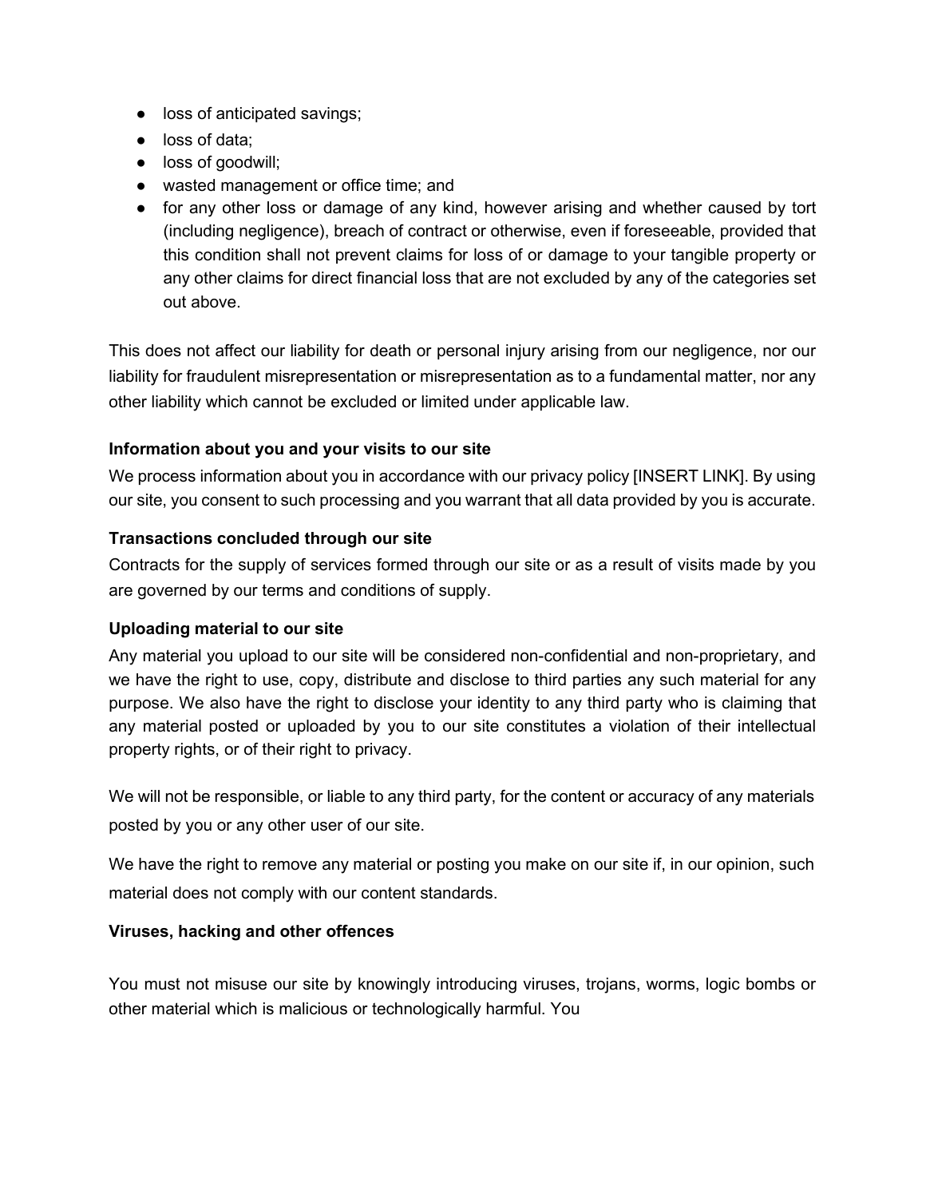- loss of anticipated savings;
- loss of data;
- loss of goodwill;
- wasted management or office time; and
- for any other loss or damage of any kind, however arising and whether caused by tort (including negligence), breach of contract or otherwise, even if foreseeable, provided that this condition shall not prevent claims for loss of or damage to your tangible property or any other claims for direct financial loss that are not excluded by any of the categories set out above.

This does not affect our liability for death or personal injury arising from our negligence, nor our liability for fraudulent misrepresentation or misrepresentation as to a fundamental matter, nor any other liability which cannot be excluded or limited under applicable law.

**Information about you and your visits to our site**

We process information about you in accordance with our privacy policy [INSERT LINK]. By using our site, you consent to such processing and you warrant that all data provided by you is accurate.

**Transactions concluded through our site**

Contracts for the supply of services formed through our site or as a result of visits made by you are governed by our terms and conditions of supply.

**Uploading material to our site**

Any material you upload to our site will be considered non-confidential and non-proprietary, and we have the right to use, copy, distribute and disclose to third parties any such material for any purpose. We also have the right to disclose your identity to any third party who is claiming that any material posted or uploaded by you to our site constitutes a violation of their intellectual property rights, or of their right to privacy.

We will not be responsible, or liable to any third party, for the content or accuracy of any materials posted by you or any other user of our site.

We have the right to remove any material or posting you make on our site if, in our opinion, such material does not comply with our content standards.

**Viruses, hacking and other offences**

You must not misuse our site by knowingly introducing viruses, trojans, worms, logic bombs or other material which is malicious or technologically harmful. You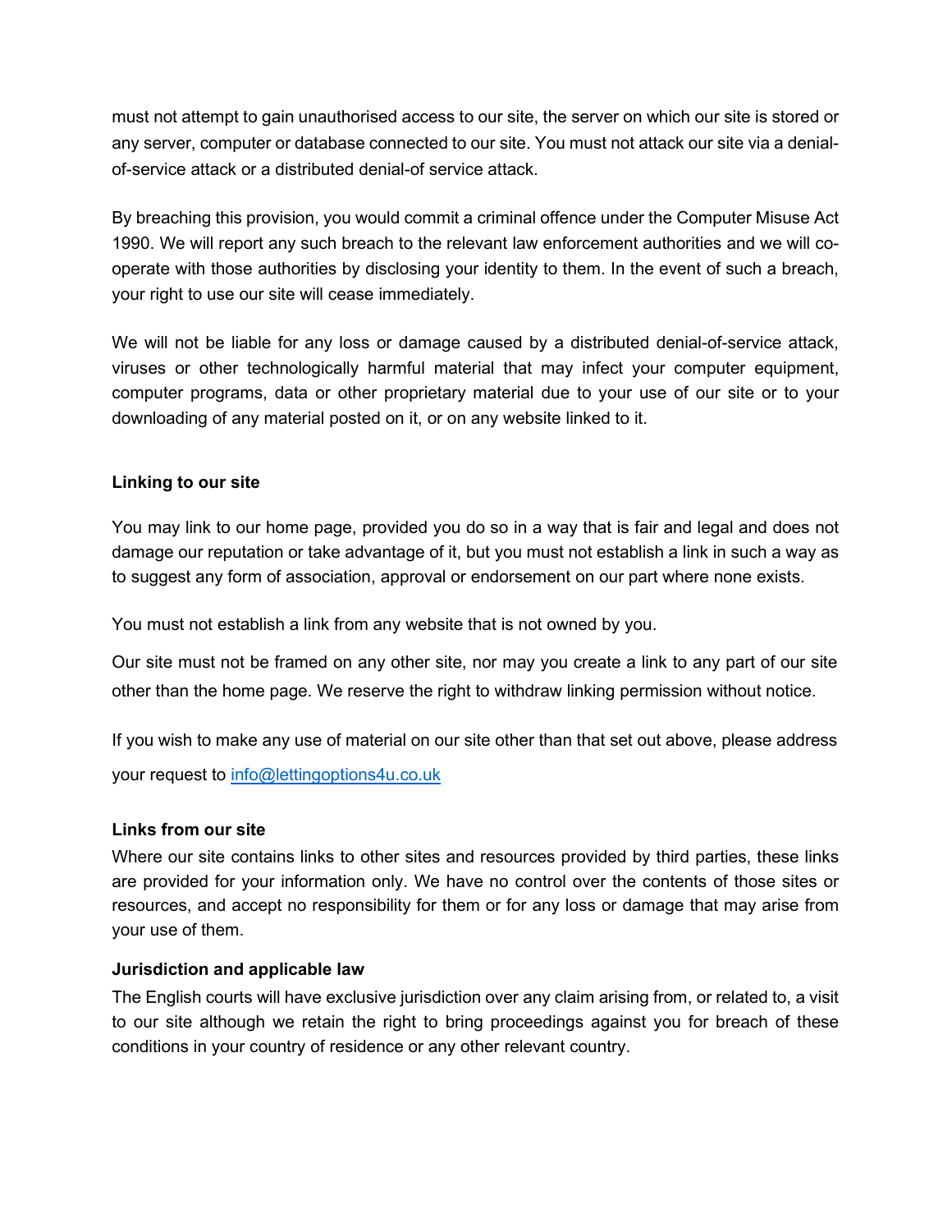must not attempt to gain unauthorised access to our site, the server on which our site is stored or any server, computer or database connected to our site. You must not attack our site via a denial-of-service attack or a distributed denial-of service attack.

By breaching this provision, you would commit a criminal offence under the Computer Misuse Act 1990. We will report any such breach to the relevant law enforcement authorities and we will co-operate with those authorities by disclosing your identity to them. In the event of such a breach, your right to use our site will cease immediately.

We will not be liable for any loss or damage caused by a distributed denial-of-service attack, viruses or other technologically harmful material that may infect your computer equipment, computer programs, data or other proprietary material due to your use of our site or to your downloading of any material posted on it, or on any website linked to it.

**Linking to our site**

You may link to our home page, provided you do so in a way that is fair and legal and does not damage our reputation or take advantage of it, but you must not establish a link in such a way as to suggest any form of association, approval or endorsement on our part where none exists.

You must not establish a link from any website that is not owned by you.

Our site must not be framed on any other site, nor may you create a link to any part of our site other than the home page. We reserve the right to withdraw linking permission without notice.

If you wish to make any use of material on our site other than that set out above, please address your request to info@lettingoptions4u.co.uk

**Links from our site**

Where our site contains links to other sites and resources provided by third parties, these links are provided for your information only. We have no control over the contents of those sites or resources, and accept no responsibility for them or for any loss or damage that may arise from your use of them.

**Jurisdiction and applicable law**

The English courts will have exclusive jurisdiction over any claim arising from, or related to, a visit to our site although we retain the right to bring proceedings against you for breach of these conditions in your country of residence or any other relevant country.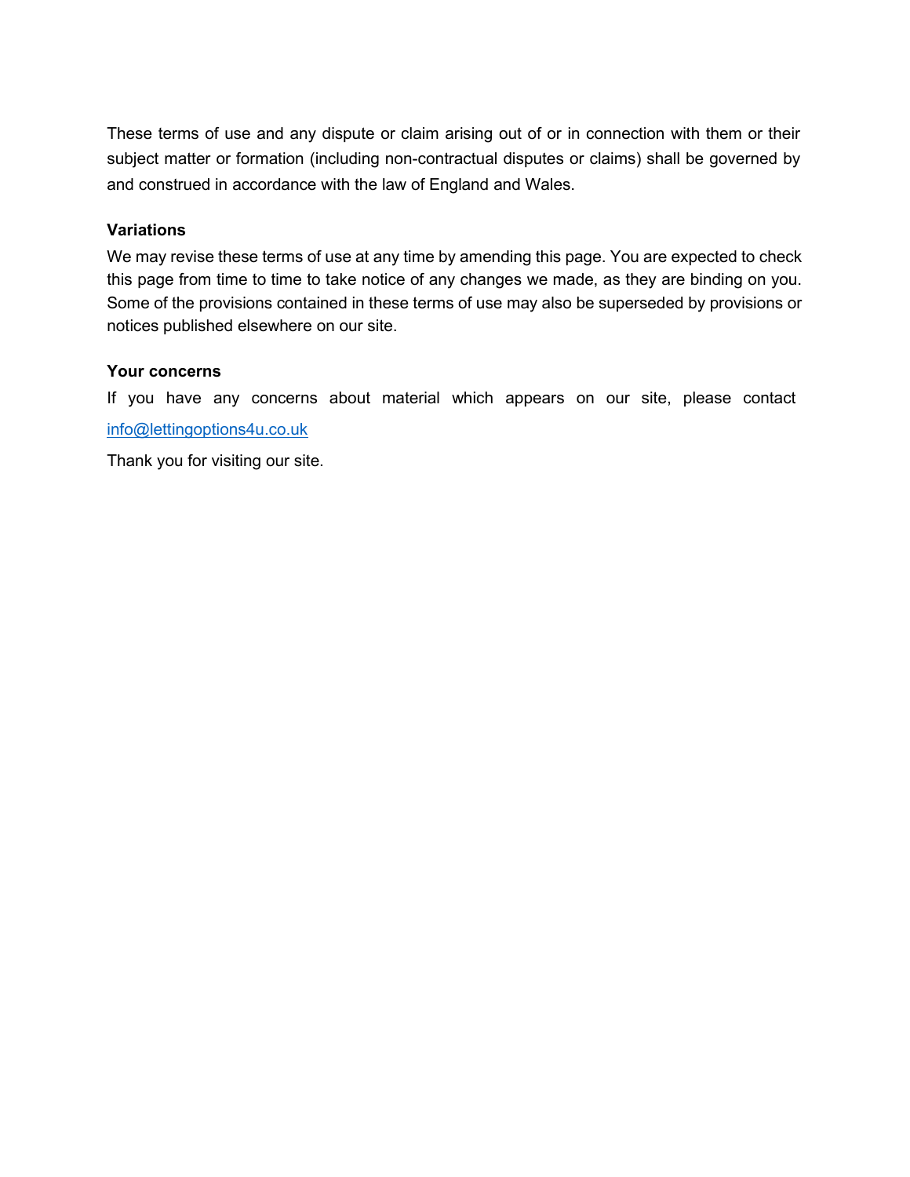These terms of use and any dispute or claim arising out of or in connection with them or their subject matter or formation (including non-contractual disputes or claims) shall be governed by and construed in accordance with the law of England and Wales.

**Variations**

We may revise these terms of use at any time by amending this page. You are expected to check this page from time to time to take notice of any changes we made, as they are binding on you. Some of the provisions contained in these terms of use may also be superseded by provisions or notices published elsewhere on our site.

**Your concerns**

If you have any concerns about material which appears on our site, please contact info@lettingoptions4u.co.uk

Thank you for visiting our site.